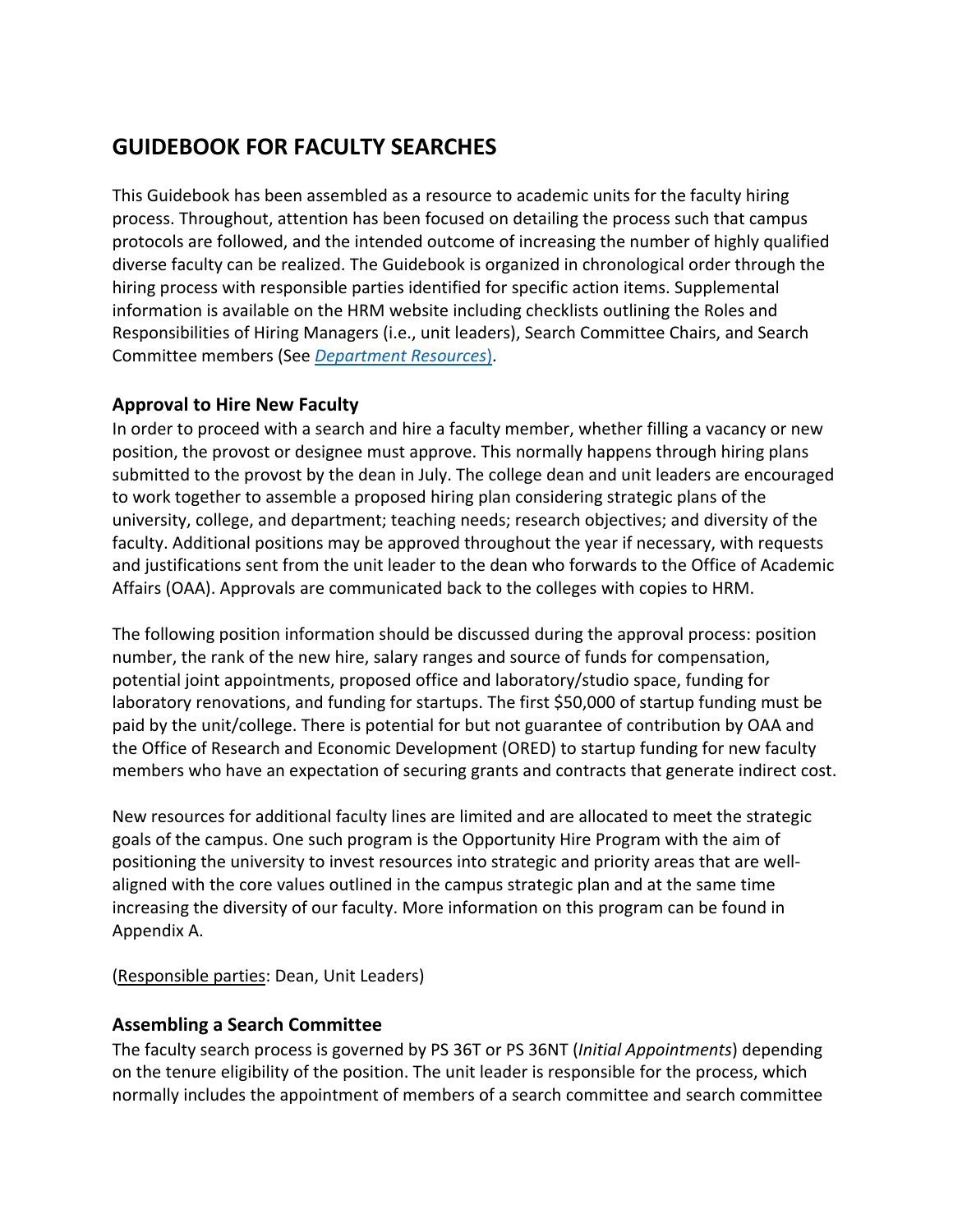# GUIDEBOOK FOR FACULTY SEARCHES

This Guidebook has been assembled as a resource to academic units for the faculty hiring process. Throughout, attention has been focused on detailing the process such that campus protocols are followed, and the intended outcome of increasing the number of highly qualified diverse faculty can be realized. The Guidebook is organized in chronological order through the hiring process with responsible parties identified for specific action items. Supplemental information is available on the HRM website including checklists outlining the Roles and Responsibilities of Hiring Managers (i.e., unit leaders), Search Committee Chairs, and Search Committee members (See *Department Resources*).

### Approval to Hire New Faculty

In order to proceed with a search and hire a faculty member, whether filling a vacancy or new position, the provost or designee must approve. This normally happens through hiring plans submitted to the provost by the dean in July. The college dean and unit leaders are encouraged to work together to assemble a proposed hiring plan considering strategic plans of the university, college, and department; teaching needs; research objectives; and diversity of the faculty. Additional positions may be approved throughout the year if necessary, with requests and justifications sent from the unit leader to the dean who forwards to the Office of Academic Affairs (OAA). Approvals are communicated back to the colleges with copies to HRM.

The following position information should be discussed during the approval process: position number, the rank of the new hire, salary ranges and source of funds for compensation, potential joint appointments, proposed office and laboratory/studio space, funding for laboratory renovations, and funding for startups. The first $50,000 of startup funding must be paid by the unit/college. There is potential for but not guarantee of contribution by OAA and the Office of Research and Economic Development (ORED) to startup funding for new faculty members who have an expectation of securing grants and contracts that generate indirect cost.

New resources for additional faculty lines are limited and are allocated to meet the strategic goals of the campus. One such program is the Opportunity Hire Program with the aim of positioning the university to invest resources into strategic and priority areas that are well-aligned with the core values outlined in the campus strategic plan and at the same time increasing the diversity of our faculty. More information on this program can be found in Appendix A.

(Responsible parties: Dean, Unit Leaders)

### Assembling a Search Committee

The faculty search process is governed by PS 36T or PS 36NT (*Initial Appointments*) depending on the tenure eligibility of the position. The unit leader is responsible for the process, which normally includes the appointment of members of a search committee and search committee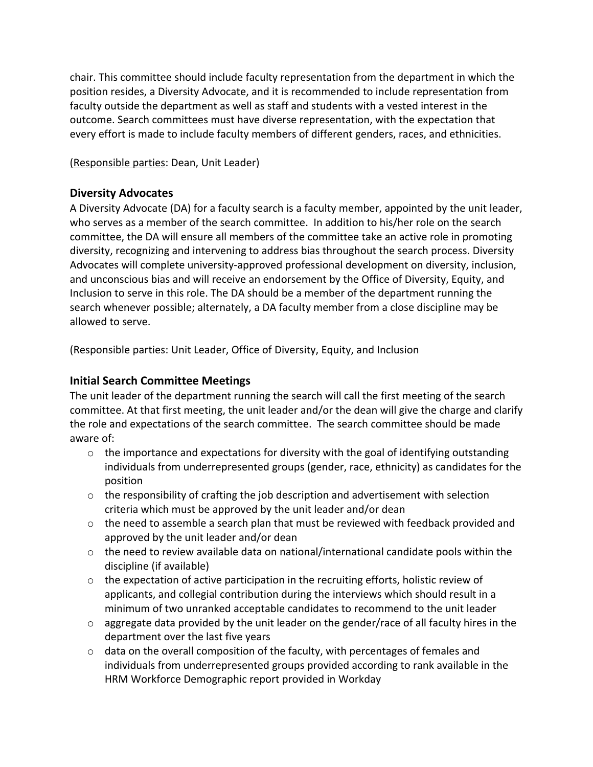chair. This committee should include faculty representation from the department in which the position resides, a Diversity Advocate, and it is recommended to include representation from faculty outside the department as well as staff and students with a vested interest in the outcome. Search committees must have diverse representation, with the expectation that every effort is made to include faculty members of different genders, races, and ethnicities.

(Responsible parties: Dean, Unit Leader)

## Diversity Advocates

A Diversity Advocate (DA) for a faculty search is a faculty member, appointed by the unit leader, who serves as a member of the search committee. In addition to his/her role on the search committee, the DA will ensure all members of the committee take an active role in promoting diversity, recognizing and intervening to address bias throughout the search process. Diversity Advocates will complete university-approved professional development on diversity, inclusion, and unconscious bias and will receive an endorsement by the Office of Diversity, Equity, and Inclusion to serve in this role. The DA should be a member of the department running the search whenever possible; alternately, a DA faculty member from a close discipline may be allowed to serve.

(Responsible parties: Unit Leader, Office of Diversity, Equity, and Inclusion

## Initial Search Committee Meetings

The unit leader of the department running the search will call the first meeting of the search committee. At that first meeting, the unit leader and/or the dean will give the charge and clarify the role and expectations of the search committee. The search committee should be made aware of:

- the importance and expectations for diversity with the goal of identifying outstanding individuals from underrepresented groups (gender, race, ethnicity) as candidates for the position
- the responsibility of crafting the job description and advertisement with selection criteria which must be approved by the unit leader and/or dean
- the need to assemble a search plan that must be reviewed with feedback provided and approved by the unit leader and/or dean
- the need to review available data on national/international candidate pools within the discipline (if available)
- the expectation of active participation in the recruiting efforts, holistic review of applicants, and collegial contribution during the interviews which should result in a minimum of two unranked acceptable candidates to recommend to the unit leader
- aggregate data provided by the unit leader on the gender/race of all faculty hires in the department over the last five years
- data on the overall composition of the faculty, with percentages of females and individuals from underrepresented groups provided according to rank available in the HRM Workforce Demographic report provided in Workday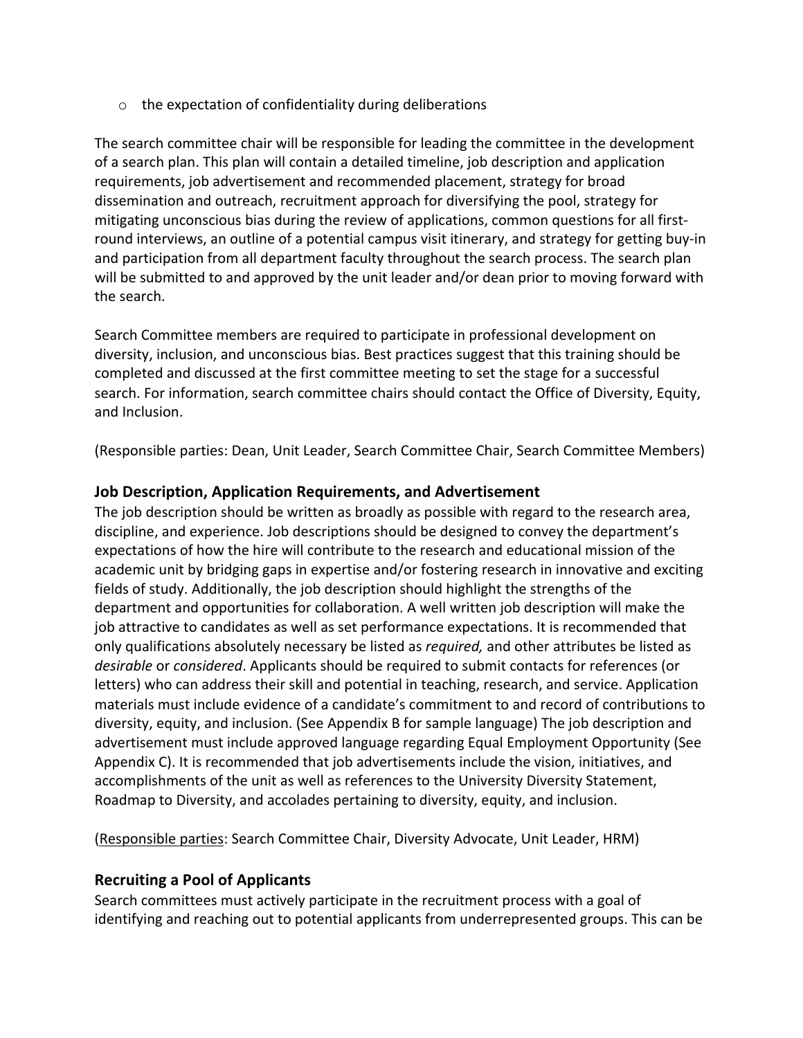- the expectation of confidentiality during deliberations

The search committee chair will be responsible for leading the committee in the development of a search plan. This plan will contain a detailed timeline, job description and application requirements, job advertisement and recommended placement, strategy for broad dissemination and outreach, recruitment approach for diversifying the pool, strategy for mitigating unconscious bias during the review of applications, common questions for all first-round interviews, an outline of a potential campus visit itinerary, and strategy for getting buy-in and participation from all department faculty throughout the search process. The search plan will be submitted to and approved by the unit leader and/or dean prior to moving forward with the search.

Search Committee members are required to participate in professional development on diversity, inclusion, and unconscious bias. Best practices suggest that this training should be completed and discussed at the first committee meeting to set the stage for a successful search. For information, search committee chairs should contact the Office of Diversity, Equity, and Inclusion.

(Responsible parties: Dean, Unit Leader, Search Committee Chair, Search Committee Members)

### Job Description, Application Requirements, and Advertisement

The job description should be written as broadly as possible with regard to the research area, discipline, and experience. Job descriptions should be designed to convey the department's expectations of how the hire will contribute to the research and educational mission of the academic unit by bridging gaps in expertise and/or fostering research in innovative and exciting fields of study. Additionally, the job description should highlight the strengths of the department and opportunities for collaboration. A well written job description will make the job attractive to candidates as well as set performance expectations. It is recommended that only qualifications absolutely necessary be listed as *required,* and other attributes be listed as *desirable* or *considered*. Applicants should be required to submit contacts for references (or letters) who can address their skill and potential in teaching, research, and service. Application materials must include evidence of a candidate's commitment to and record of contributions to diversity, equity, and inclusion. (See Appendix B for sample language) The job description and advertisement must include approved language regarding Equal Employment Opportunity (See Appendix C). It is recommended that job advertisements include the vision, initiatives, and accomplishments of the unit as well as references to the University Diversity Statement, Roadmap to Diversity, and accolades pertaining to diversity, equity, and inclusion.

(Responsible parties: Search Committee Chair, Diversity Advocate, Unit Leader, HRM)

### Recruiting a Pool of Applicants

Search committees must actively participate in the recruitment process with a goal of identifying and reaching out to potential applicants from underrepresented groups. This can be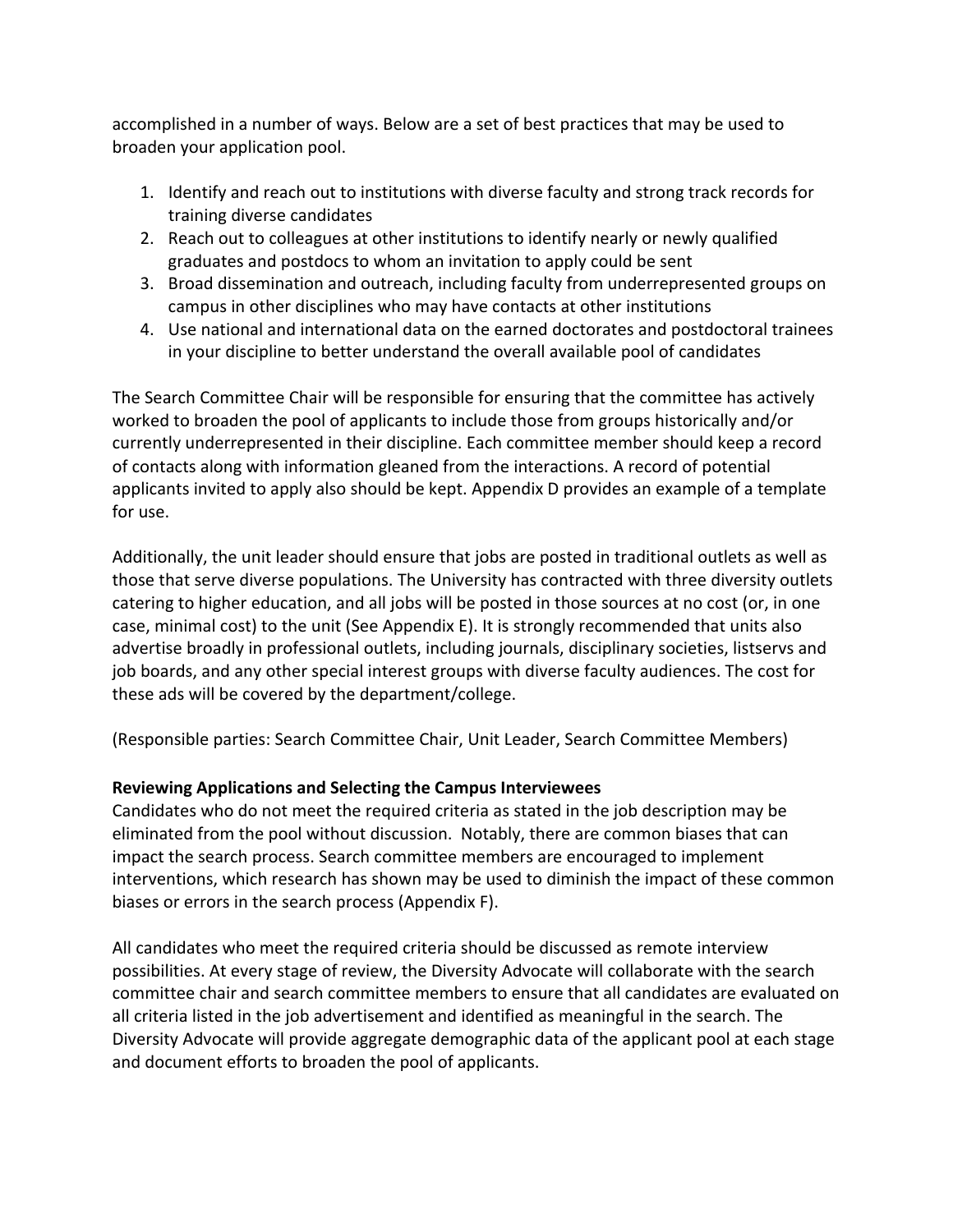accomplished in a number of ways. Below are a set of best practices that may be used to broaden your application pool.

1. Identify and reach out to institutions with diverse faculty and strong track records for training diverse candidates
2. Reach out to colleagues at other institutions to identify nearly or newly qualified graduates and postdocs to whom an invitation to apply could be sent
3. Broad dissemination and outreach, including faculty from underrepresented groups on campus in other disciplines who may have contacts at other institutions
4. Use national and international data on the earned doctorates and postdoctoral trainees in your discipline to better understand the overall available pool of candidates

The Search Committee Chair will be responsible for ensuring that the committee has actively worked to broaden the pool of applicants to include those from groups historically and/or currently underrepresented in their discipline. Each committee member should keep a record of contacts along with information gleaned from the interactions. A record of potential applicants invited to apply also should be kept. Appendix D provides an example of a template for use.

Additionally, the unit leader should ensure that jobs are posted in traditional outlets as well as those that serve diverse populations. The University has contracted with three diversity outlets catering to higher education, and all jobs will be posted in those sources at no cost (or, in one case, minimal cost) to the unit (See Appendix E). It is strongly recommended that units also advertise broadly in professional outlets, including journals, disciplinary societies, listservs and job boards, and any other special interest groups with diverse faculty audiences. The cost for these ads will be covered by the department/college.

(Responsible parties: Search Committee Chair, Unit Leader, Search Committee Members)

**Reviewing Applications and Selecting the Campus Interviewees**

Candidates who do not meet the required criteria as stated in the job description may be eliminated from the pool without discussion. Notably, there are common biases that can impact the search process. Search committee members are encouraged to implement interventions, which research has shown may be used to diminish the impact of these common biases or errors in the search process (Appendix F).

All candidates who meet the required criteria should be discussed as remote interview possibilities. At every stage of review, the Diversity Advocate will collaborate with the search committee chair and search committee members to ensure that all candidates are evaluated on all criteria listed in the job advertisement and identified as meaningful in the search. The Diversity Advocate will provide aggregate demographic data of the applicant pool at each stage and document efforts to broaden the pool of applicants.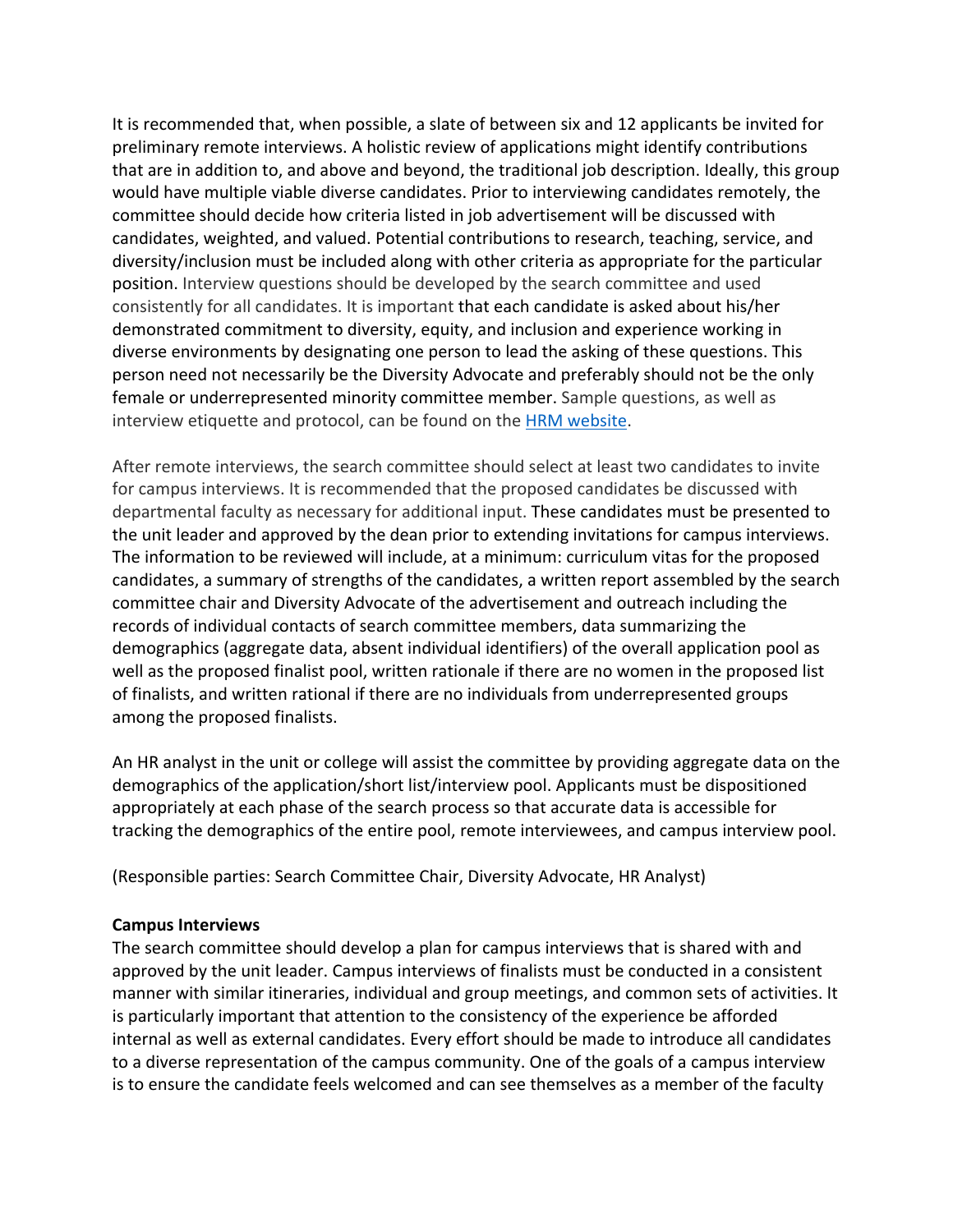It is recommended that, when possible, a slate of between six and 12 applicants be invited for preliminary remote interviews. A holistic review of applications might identify contributions that are in addition to, and above and beyond, the traditional job description. Ideally, this group would have multiple viable diverse candidates. Prior to interviewing candidates remotely, the committee should decide how criteria listed in job advertisement will be discussed with candidates, weighted, and valued. Potential contributions to research, teaching, service, and diversity/inclusion must be included along with other criteria as appropriate for the particular position. Interview questions should be developed by the search committee and used consistently for all candidates. It is important that each candidate is asked about his/her demonstrated commitment to diversity, equity, and inclusion and experience working in diverse environments by designating one person to lead the asking of these questions. This person need not necessarily be the Diversity Advocate and preferably should not be the only female or underrepresented minority committee member. Sample questions, as well as interview etiquette and protocol, can be found on the [HRM website](HRM website).

After remote interviews, the search committee should select at least two candidates to invite for campus interviews. It is recommended that the proposed candidates be discussed with departmental faculty as necessary for additional input. These candidates must be presented to the unit leader and approved by the dean prior to extending invitations for campus interviews. The information to be reviewed will include, at a minimum: curriculum vitas for the proposed candidates, a summary of strengths of the candidates, a written report assembled by the search committee chair and Diversity Advocate of the advertisement and outreach including the records of individual contacts of search committee members, data summarizing the demographics (aggregate data, absent individual identifiers) of the overall application pool as well as the proposed finalist pool, written rationale if there are no women in the proposed list of finalists, and written rational if there are no individuals from underrepresented groups among the proposed finalists.

An HR analyst in the unit or college will assist the committee by providing aggregate data on the demographics of the application/short list/interview pool. Applicants must be dispositioned appropriately at each phase of the search process so that accurate data is accessible for tracking the demographics of the entire pool, remote interviewees, and campus interview pool.

(Responsible parties: Search Committee Chair, Diversity Advocate, HR Analyst)

**Campus Interviews**

The search committee should develop a plan for campus interviews that is shared with and approved by the unit leader. Campus interviews of finalists must be conducted in a consistent manner with similar itineraries, individual and group meetings, and common sets of activities. It is particularly important that attention to the consistency of the experience be afforded internal as well as external candidates. Every effort should be made to introduce all candidates to a diverse representation of the campus community. One of the goals of a campus interview is to ensure the candidate feels welcomed and can see themselves as a member of the faculty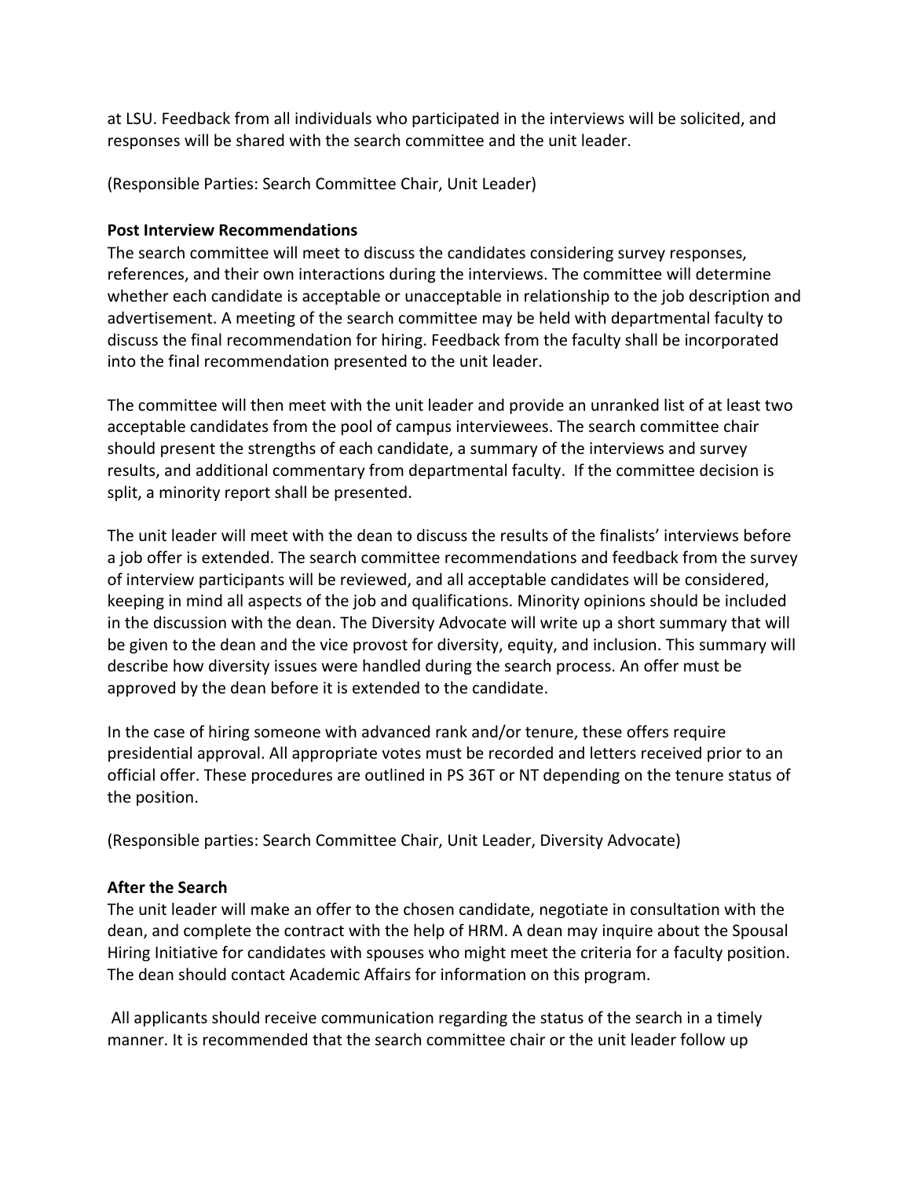at LSU. Feedback from all individuals who participated in the interviews will be solicited, and responses will be shared with the search committee and the unit leader.

(Responsible Parties: Search Committee Chair, Unit Leader)

**Post Interview Recommendations**

The search committee will meet to discuss the candidates considering survey responses, references, and their own interactions during the interviews. The committee will determine whether each candidate is acceptable or unacceptable in relationship to the job description and advertisement. A meeting of the search committee may be held with departmental faculty to discuss the final recommendation for hiring. Feedback from the faculty shall be incorporated into the final recommendation presented to the unit leader.

The committee will then meet with the unit leader and provide an unranked list of at least two acceptable candidates from the pool of campus interviewees. The search committee chair should present the strengths of each candidate, a summary of the interviews and survey results, and additional commentary from departmental faculty. If the committee decision is split, a minority report shall be presented.

The unit leader will meet with the dean to discuss the results of the finalists' interviews before a job offer is extended. The search committee recommendations and feedback from the survey of interview participants will be reviewed, and all acceptable candidates will be considered, keeping in mind all aspects of the job and qualifications. Minority opinions should be included in the discussion with the dean. The Diversity Advocate will write up a short summary that will be given to the dean and the vice provost for diversity, equity, and inclusion. This summary will describe how diversity issues were handled during the search process. An offer must be approved by the dean before it is extended to the candidate.

In the case of hiring someone with advanced rank and/or tenure, these offers require presidential approval. All appropriate votes must be recorded and letters received prior to an official offer. These procedures are outlined in PS 36T or NT depending on the tenure status of the position.

(Responsible parties: Search Committee Chair, Unit Leader, Diversity Advocate)

**After the Search**

The unit leader will make an offer to the chosen candidate, negotiate in consultation with the dean, and complete the contract with the help of HRM. A dean may inquire about the Spousal Hiring Initiative for candidates with spouses who might meet the criteria for a faculty position. The dean should contact Academic Affairs for information on this program.

All applicants should receive communication regarding the status of the search in a timely manner. It is recommended that the search committee chair or the unit leader follow up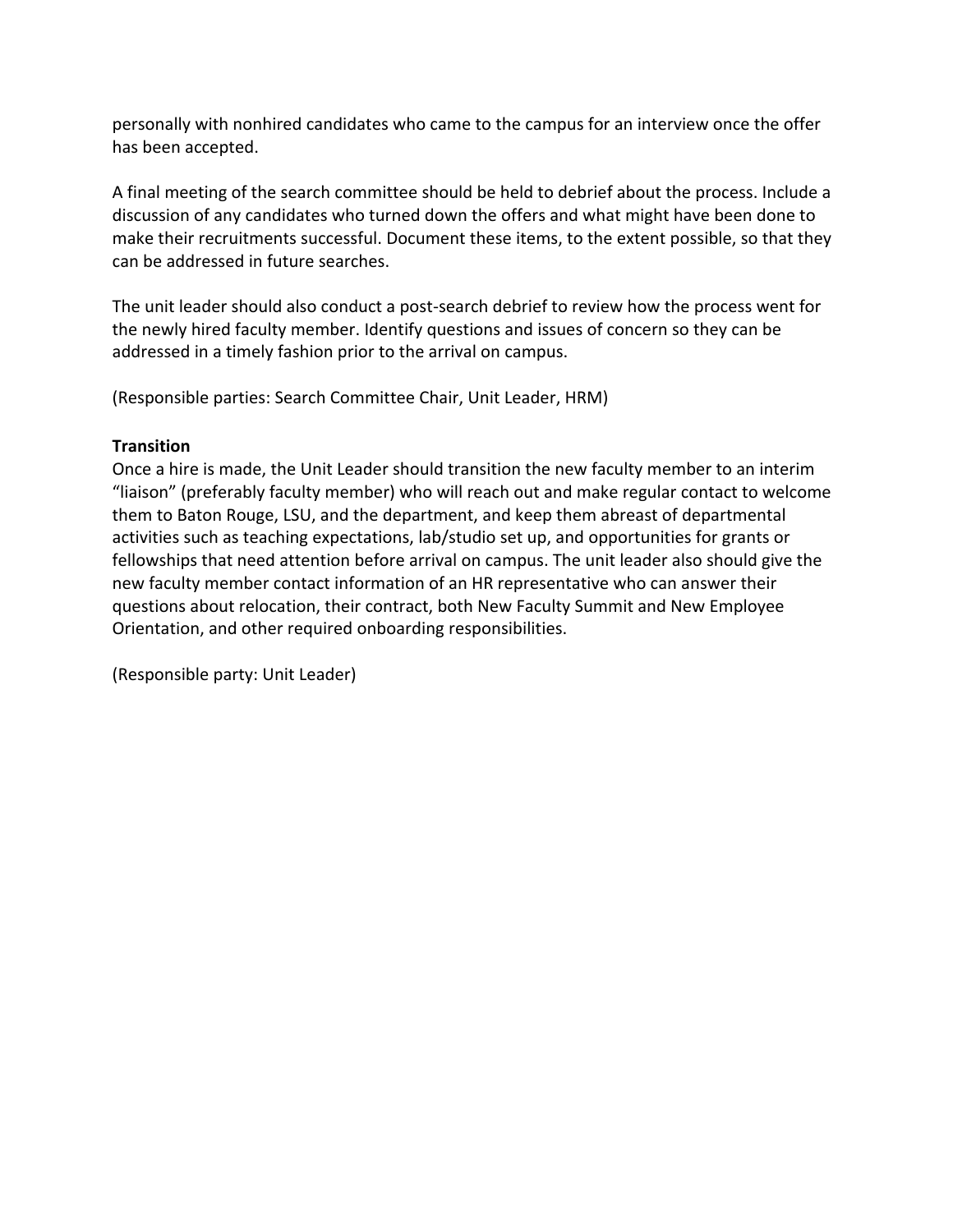personally with nonhired candidates who came to the campus for an interview once the offer has been accepted.

A final meeting of the search committee should be held to debrief about the process. Include a discussion of any candidates who turned down the offers and what might have been done to make their recruitments successful. Document these items, to the extent possible, so that they can be addressed in future searches.

The unit leader should also conduct a post-search debrief to review how the process went for the newly hired faculty member. Identify questions and issues of concern so they can be addressed in a timely fashion prior to the arrival on campus.

(Responsible parties: Search Committee Chair, Unit Leader, HRM)

**Transition**

Once a hire is made, the Unit Leader should transition the new faculty member to an interim "liaison" (preferably faculty member) who will reach out and make regular contact to welcome them to Baton Rouge, LSU, and the department, and keep them abreast of departmental activities such as teaching expectations, lab/studio set up, and opportunities for grants or fellowships that need attention before arrival on campus. The unit leader also should give the new faculty member contact information of an HR representative who can answer their questions about relocation, their contract, both New Faculty Summit and New Employee Orientation, and other required onboarding responsibilities.

(Responsible party: Unit Leader)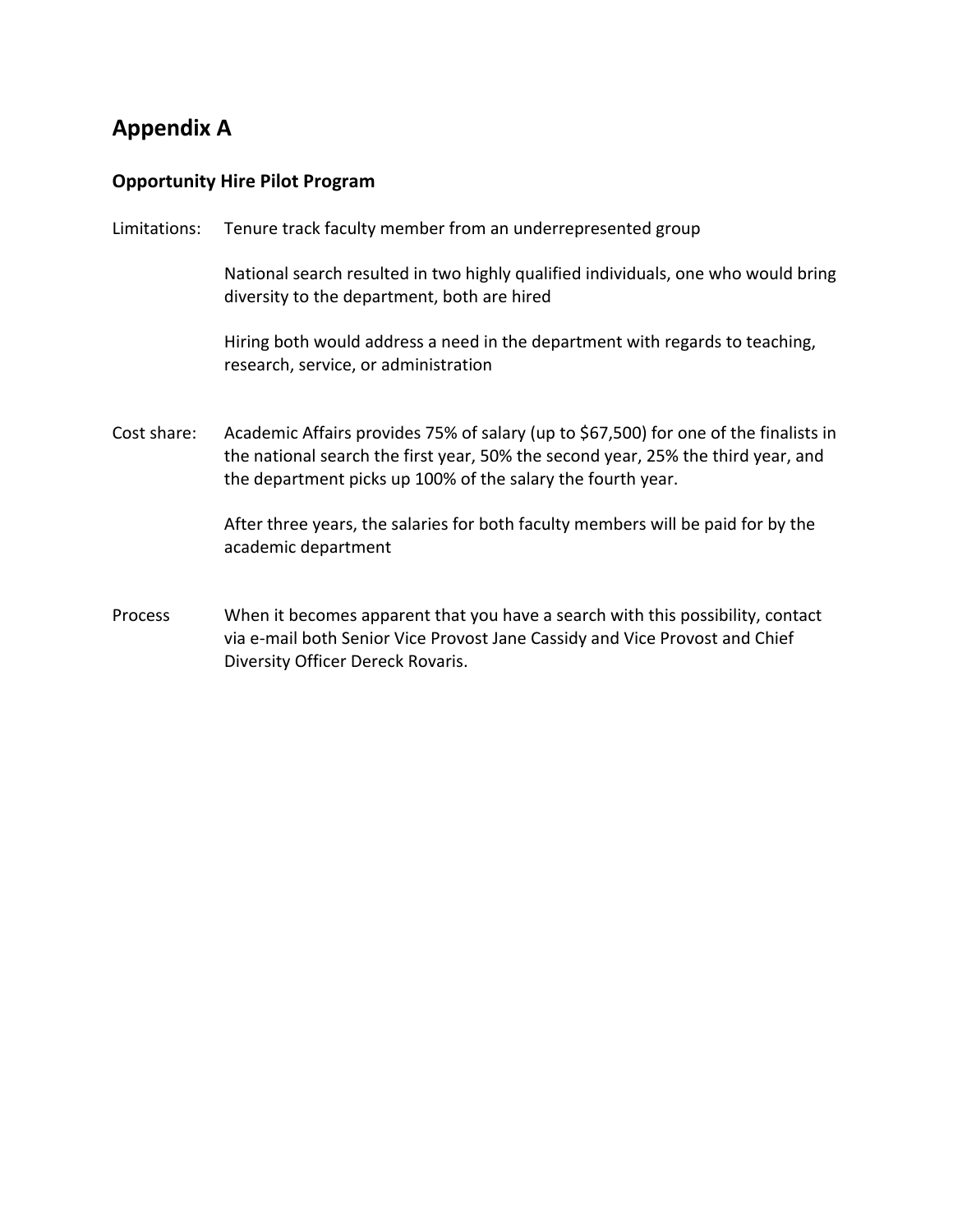# Appendix A

## Opportunity Hire Pilot Program

**Limitations:**

Tenure track faculty member from an underrepresented group

National search resulted in two highly qualified individuals, one who would bring diversity to the department, both are hired

Hiring both would address a need in the department with regards to teaching, research, service, or administration

**Cost share:**

Academic Affairs provides 75% of salary (up to $67,500) for one of the finalists in the national search the first year, 50% the second year, 25% the third year, and the department picks up 100% of the salary the fourth year.

After three years, the salaries for both faculty members will be paid for by the academic department

**Process**

When it becomes apparent that you have a search with this possibility, contact via e-mail both Senior Vice Provost Jane Cassidy and Vice Provost and Chief Diversity Officer Dereck Rovaris.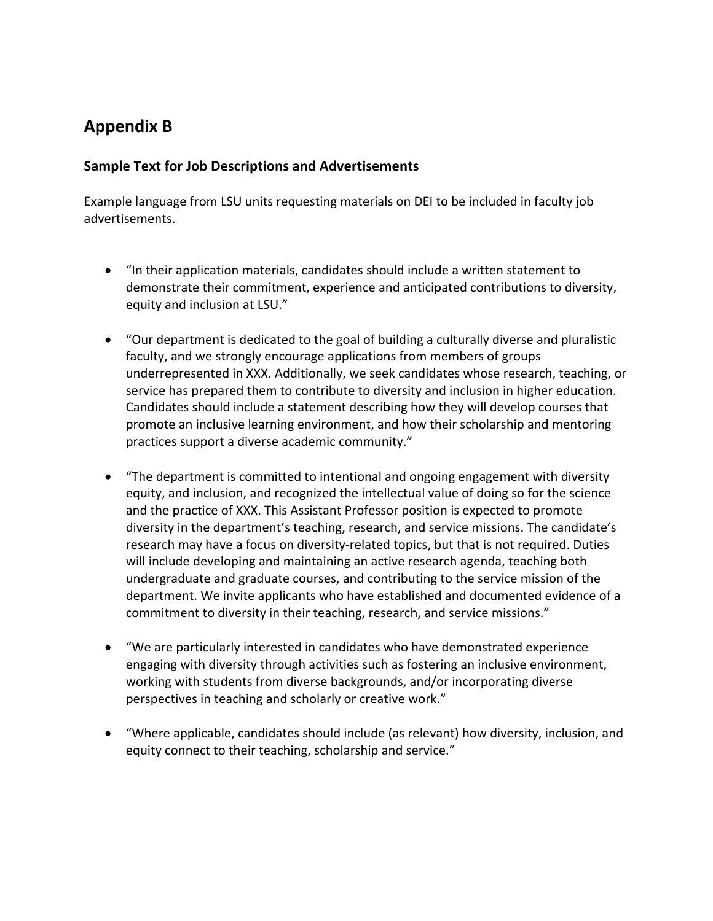## Appendix B

### Sample Text for Job Descriptions and Advertisements

Example language from LSU units requesting materials on DEI to be included in faculty job advertisements.

- "In their application materials, candidates should include a written statement to demonstrate their commitment, experience and anticipated contributions to diversity, equity and inclusion at LSU."

- "Our department is dedicated to the goal of building a culturally diverse and pluralistic faculty, and we strongly encourage applications from members of groups underrepresented in XXX. Additionally, we seek candidates whose research, teaching, or service has prepared them to contribute to diversity and inclusion in higher education. Candidates should include a statement describing how they will develop courses that promote an inclusive learning environment, and how their scholarship and mentoring practices support a diverse academic community."

- "The department is committed to intentional and ongoing engagement with diversity equity, and inclusion, and recognized the intellectual value of doing so for the science and the practice of XXX. This Assistant Professor position is expected to promote diversity in the department's teaching, research, and service missions. The candidate's research may have a focus on diversity-related topics, but that is not required. Duties will include developing and maintaining an active research agenda, teaching both undergraduate and graduate courses, and contributing to the service mission of the department. We invite applicants who have established and documented evidence of a commitment to diversity in their teaching, research, and service missions."

- "We are particularly interested in candidates who have demonstrated experience engaging with diversity through activities such as fostering an inclusive environment, working with students from diverse backgrounds, and/or incorporating diverse perspectives in teaching and scholarly or creative work."

- "Where applicable, candidates should include (as relevant) how diversity, inclusion, and equity connect to their teaching, scholarship and service."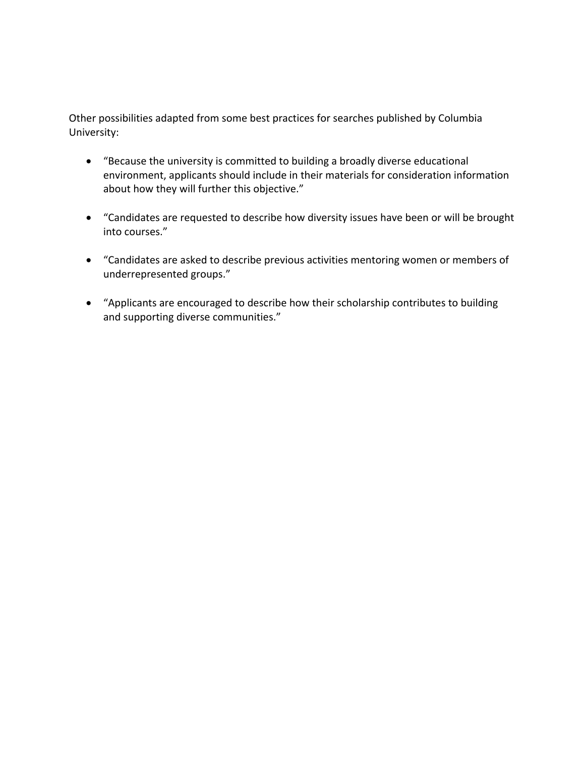Other possibilities adapted from some best practices for searches published by Columbia University:

- "Because the university is committed to building a broadly diverse educational environment, applicants should include in their materials for consideration information about how they will further this objective."

- "Candidates are requested to describe how diversity issues have been or will be brought into courses."

- "Candidates are asked to describe previous activities mentoring women or members of underrepresented groups."

- "Applicants are encouraged to describe how their scholarship contributes to building and supporting diverse communities."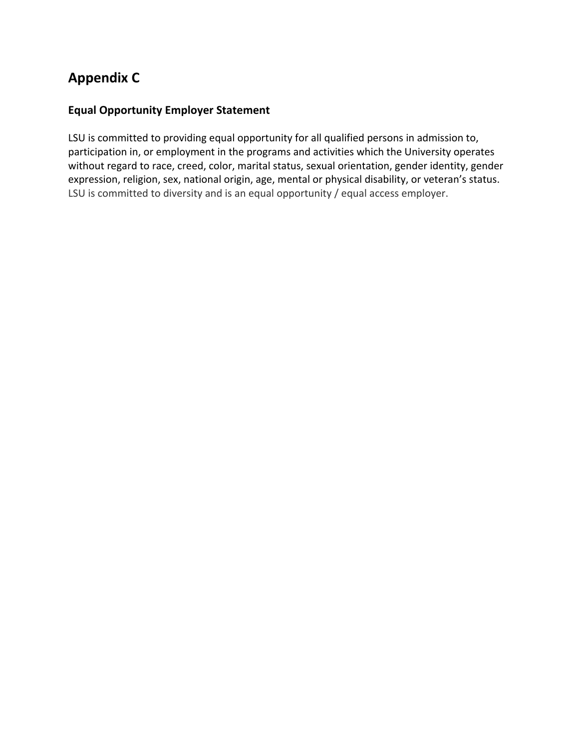# Appendix C

## Equal Opportunity Employer Statement

LSU is committed to providing equal opportunity for all qualified persons in admission to, participation in, or employment in the programs and activities which the University operates without regard to race, creed, color, marital status, sexual orientation, gender identity, gender expression, religion, sex, national origin, age, mental or physical disability, or veteran's status. LSU is committed to diversity and is an equal opportunity / equal access employer.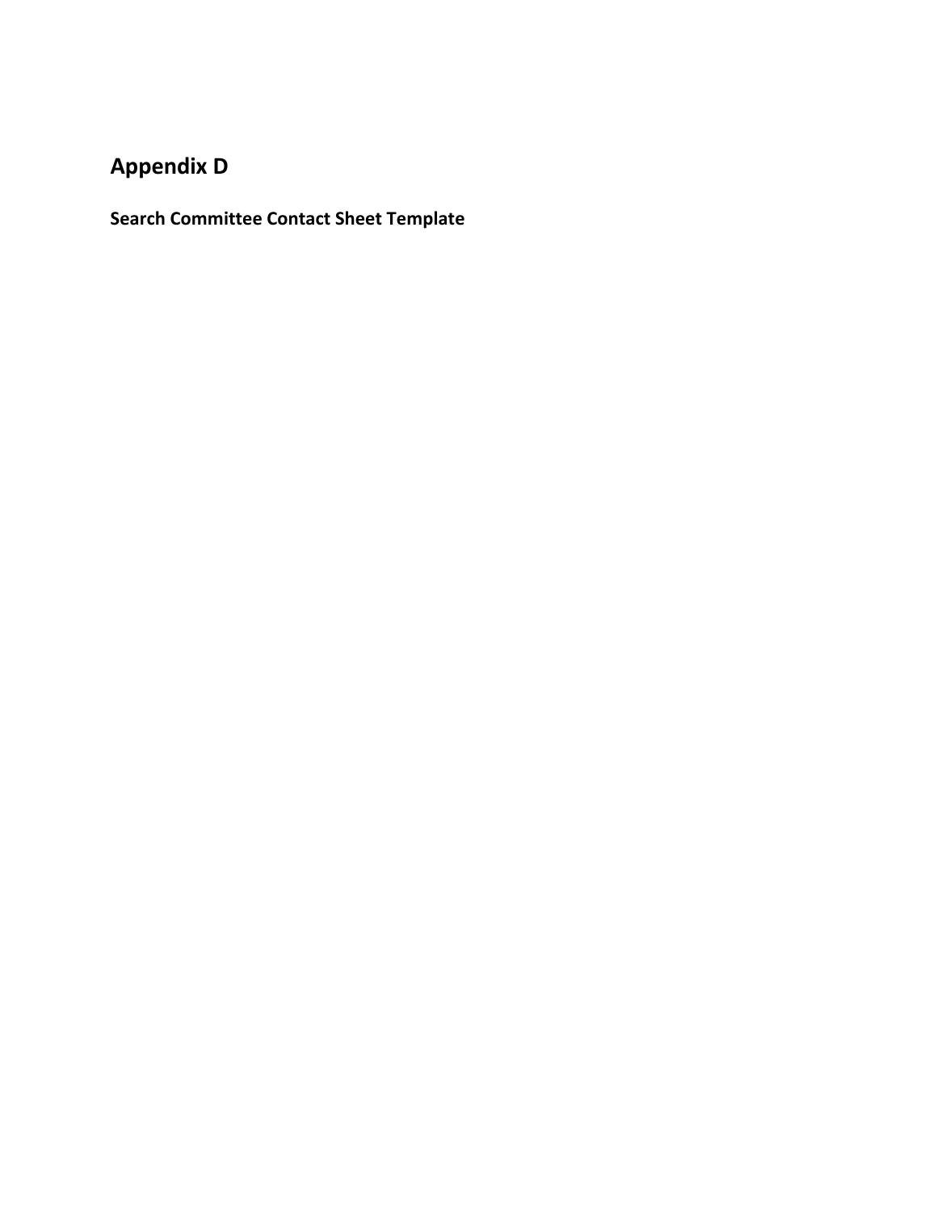## Appendix D

### Search Committee Contact Sheet Template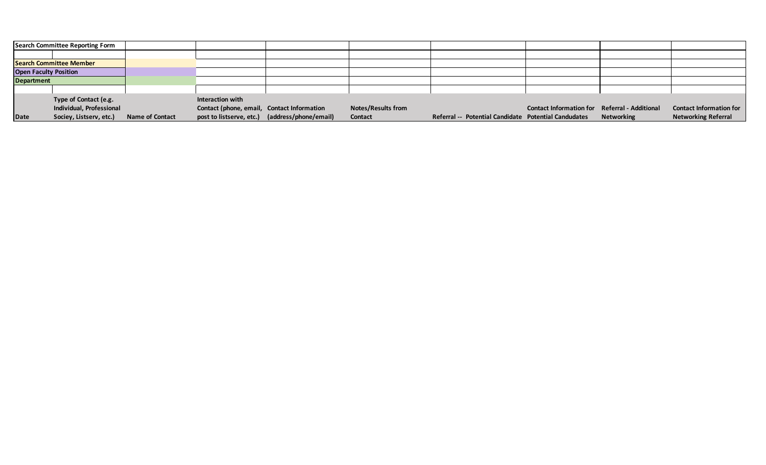**Search Committee Reporting Form**

| | |
|---|---|
| **Search Committee Member** | |
| **Open Faculty Position** | |
| **Department** | |

| Date | Type of Contact (e.g. Individual, Professional Sociey, Listserv, etc.) | Name of Contact | Interaction with Contact (phone, email, post to listserve, etc.) | Contact Information (address/phone/email) | Notes/Results from Contact | Referral -- Potential Candidate | Contact Information for Potential Candudates | Referral - Additional Networking | Contact Information for Networking Referral |
|---|---|---|---|---|---|---|---|---|---|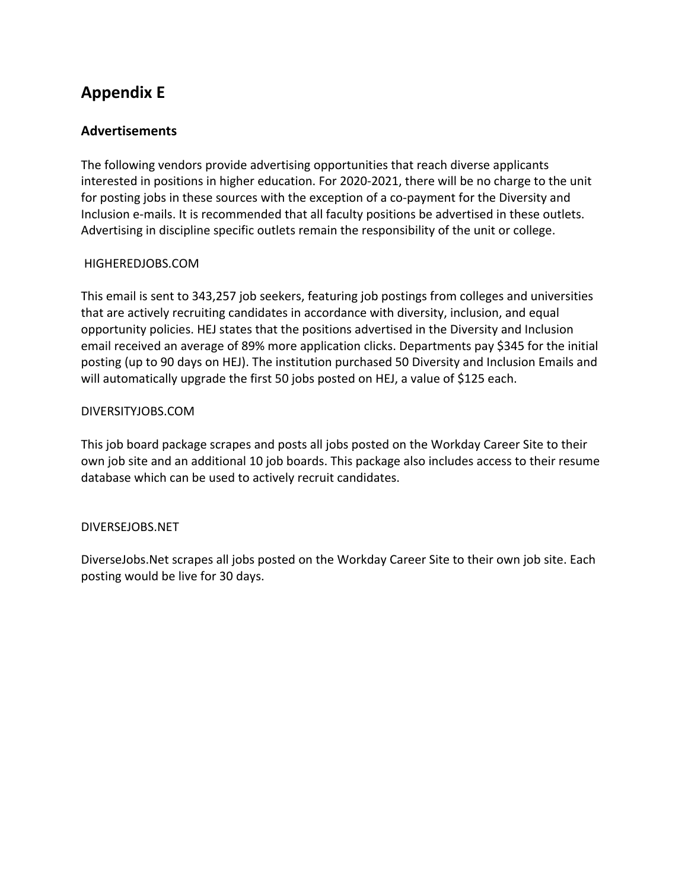# Appendix E

## Advertisements

The following vendors provide advertising opportunities that reach diverse applicants interested in positions in higher education. For 2020-2021, there will be no charge to the unit for posting jobs in these sources with the exception of a co-payment for the Diversity and Inclusion e-mails. It is recommended that all faculty positions be advertised in these outlets. Advertising in discipline specific outlets remain the responsibility of the unit or college.

HIGHEREDJOBS.COM

This email is sent to 343,257 job seekers, featuring job postings from colleges and universities that are actively recruiting candidates in accordance with diversity, inclusion, and equal opportunity policies. HEJ states that the positions advertised in the Diversity and Inclusion email received an average of 89% more application clicks. Departments pay $345 for the initial posting (up to 90 days on HEJ). The institution purchased 50 Diversity and Inclusion Emails and will automatically upgrade the first 50 jobs posted on HEJ, a value of $125 each.

DIVERSITYJOBS.COM

This job board package scrapes and posts all jobs posted on the Workday Career Site to their own job site and an additional 10 job boards. This package also includes access to their resume database which can be used to actively recruit candidates.

DIVERSEJOBS.NET

DiverseJobs.Net scrapes all jobs posted on the Workday Career Site to their own job site. Each posting would be live for 30 days.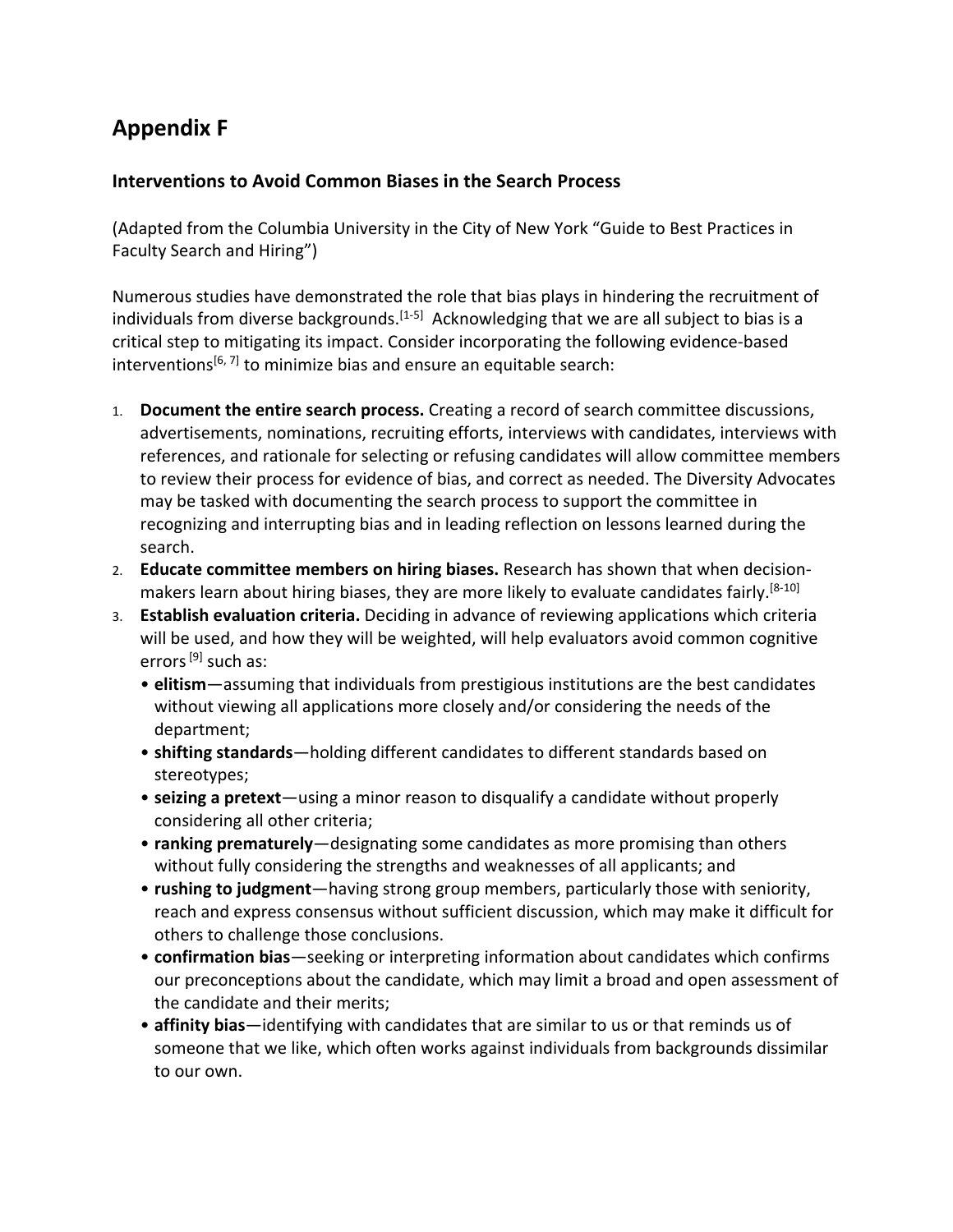# Appendix F

## Interventions to Avoid Common Biases in the Search Process

(Adapted from the Columbia University in the City of New York "Guide to Best Practices in Faculty Search and Hiring")

Numerous studies have demonstrated the role that bias plays in hindering the recruitment of individuals from diverse backgrounds.[1-5] Acknowledging that we are all subject to bias is a critical step to mitigating its impact. Consider incorporating the following evidence-based interventions[6, 7] to minimize bias and ensure an equitable search:

1. **Document the entire search process.** Creating a record of search committee discussions, advertisements, nominations, recruiting efforts, interviews with candidates, interviews with references, and rationale for selecting or refusing candidates will allow committee members to review their process for evidence of bias, and correct as needed. The Diversity Advocates may be tasked with documenting the search process to support the committee in recognizing and interrupting bias and in leading reflection on lessons learned during the search.
2. **Educate committee members on hiring biases.** Research has shown that when decision-makers learn about hiring biases, they are more likely to evaluate candidates fairly.[8-10]
3. **Establish evaluation criteria.** Deciding in advance of reviewing applications which criteria will be used, and how they will be weighted, will help evaluators avoid common cognitive errors [9] such as:
   - **elitism**—assuming that individuals from prestigious institutions are the best candidates without viewing all applications more closely and/or considering the needs of the department;
   - **shifting standards**—holding different candidates to different standards based on stereotypes;
   - **seizing a pretext**—using a minor reason to disqualify a candidate without properly considering all other criteria;
   - **ranking prematurely**—designating some candidates as more promising than others without fully considering the strengths and weaknesses of all applicants; and
   - **rushing to judgment**—having strong group members, particularly those with seniority, reach and express consensus without sufficient discussion, which may make it difficult for others to challenge those conclusions.
   - **confirmation bias**—seeking or interpreting information about candidates which confirms our preconceptions about the candidate, which may limit a broad and open assessment of the candidate and their merits;
   - **affinity bias**—identifying with candidates that are similar to us or that reminds us of someone that we like, which often works against individuals from backgrounds dissimilar to our own.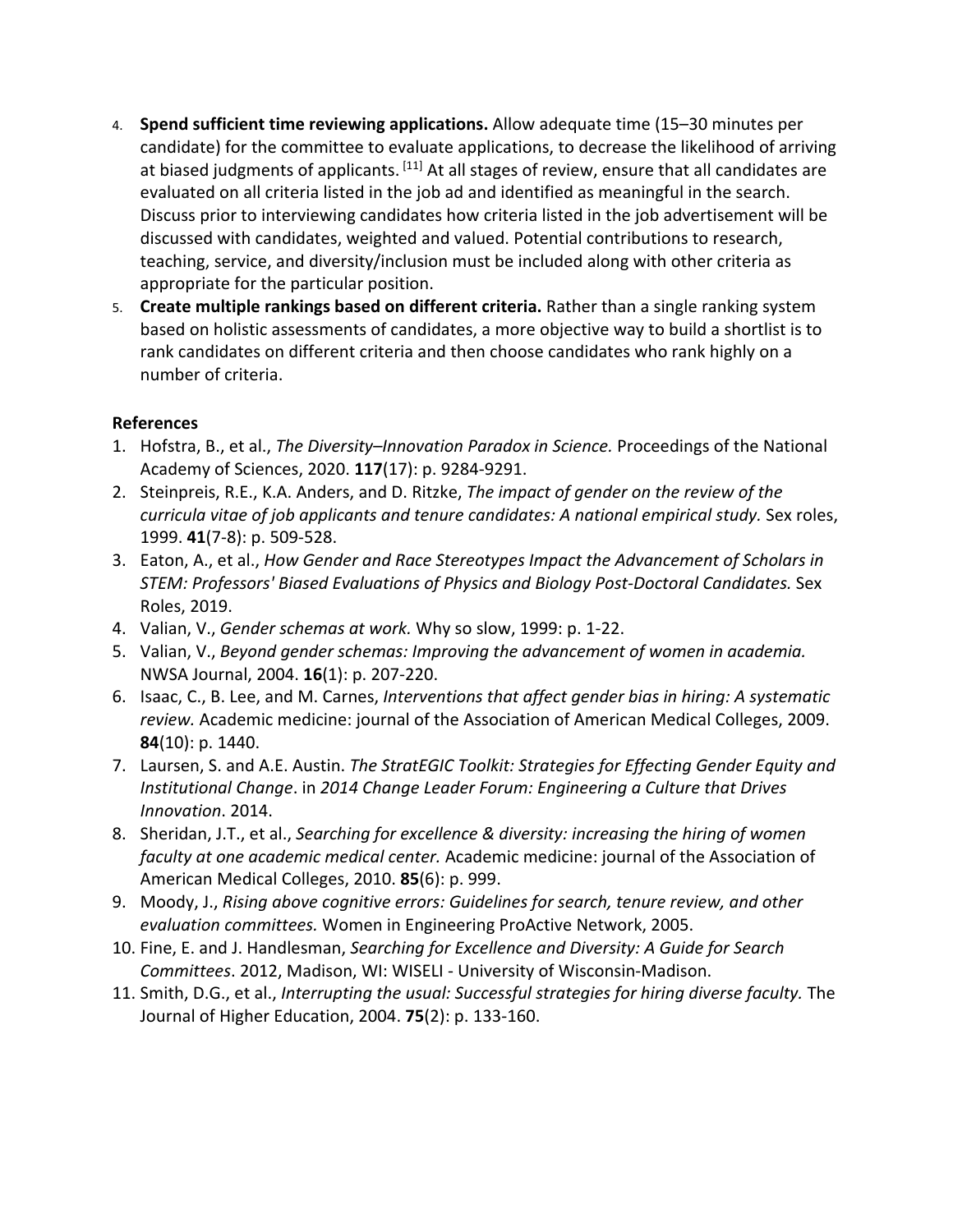4. **Spend sufficient time reviewing applications.** Allow adequate time (15–30 minutes per candidate) for the committee to evaluate applications, to decrease the likelihood of arriving at biased judgments of applicants. [11] At all stages of review, ensure that all candidates are evaluated on all criteria listed in the job ad and identified as meaningful in the search. Discuss prior to interviewing candidates how criteria listed in the job advertisement will be discussed with candidates, weighted and valued. Potential contributions to research, teaching, service, and diversity/inclusion must be included along with other criteria as appropriate for the particular position.
5. **Create multiple rankings based on different criteria.** Rather than a single ranking system based on holistic assessments of candidates, a more objective way to build a shortlist is to rank candidates on different criteria and then choose candidates who rank highly on a number of criteria.

**References**

1. Hofstra, B., et al., *The Diversity–Innovation Paradox in Science.* Proceedings of the National Academy of Sciences, 2020. **117**(17): p. 9284-9291.
2. Steinpreis, R.E., K.A. Anders, and D. Ritzke, *The impact of gender on the review of the curricula vitae of job applicants and tenure candidates: A national empirical study.* Sex roles, 1999. **41**(7-8): p. 509-528.
3. Eaton, A., et al., *How Gender and Race Stereotypes Impact the Advancement of Scholars in STEM: Professors' Biased Evaluations of Physics and Biology Post-Doctoral Candidates.* Sex Roles, 2019.
4. Valian, V., *Gender schemas at work.* Why so slow, 1999: p. 1-22.
5. Valian, V., *Beyond gender schemas: Improving the advancement of women in academia.* NWSA Journal, 2004. **16**(1): p. 207-220.
6. Isaac, C., B. Lee, and M. Carnes, *Interventions that affect gender bias in hiring: A systematic review.* Academic medicine: journal of the Association of American Medical Colleges, 2009. **84**(10): p. 1440.
7. Laursen, S. and A.E. Austin. *The StratEGIC Toolkit: Strategies for Effecting Gender Equity and Institutional Change*. in *2014 Change Leader Forum: Engineering a Culture that Drives Innovation*. 2014.
8. Sheridan, J.T., et al., *Searching for excellence & diversity: increasing the hiring of women faculty at one academic medical center.* Academic medicine: journal of the Association of American Medical Colleges, 2010. **85**(6): p. 999.
9. Moody, J., *Rising above cognitive errors: Guidelines for search, tenure review, and other evaluation committees.* Women in Engineering ProActive Network, 2005.
10. Fine, E. and J. Handlesman, *Searching for Excellence and Diversity: A Guide for Search Committees*. 2012, Madison, WI: WISELI - University of Wisconsin-Madison.
11. Smith, D.G., et al., *Interrupting the usual: Successful strategies for hiring diverse faculty.* The Journal of Higher Education, 2004. **75**(2): p. 133-160.